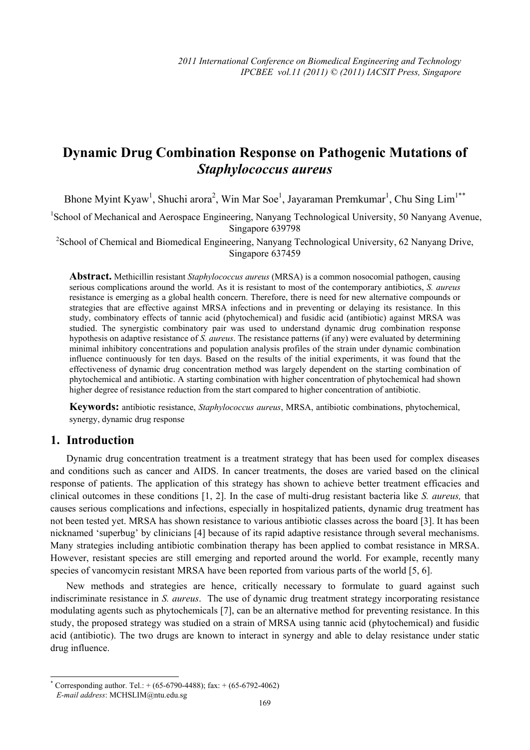# Dynamic Drug Combination Response on Pathogenic Mutations of *Staphylococcus aureus*

Bhone Myint Kyaw[1], Shuchi arora[2], Win Mar Soe[1], Jayaraman Premkumar[1], Chu Sing Lim[1**]

[1]School of Mechanical and Aerospace Engineering, Nanyang Technological University, 50 Nanyang Avenue, Singapore 639798

[2]School of Chemical and Biomedical Engineering, Nanyang Technological University, 62 Nanyang Drive, Singapore 637459

**Abstract.** Methicillin resistant *Staphylococcus aureus* (MRSA) is a common nosocomial pathogen, causing serious complications around the world. As it is resistant to most of the contemporary antibiotics, *S. aureus* resistance is emerging as a global health concern. Therefore, there is need for new alternative compounds or strategies that are effective against MRSA infections and in preventing or delaying its resistance. In this study, combinatory effects of tannic acid (phytochemical) and fusidic acid (antibiotic) against MRSA was studied. The synergistic combinatory pair was used to understand dynamic drug combination response hypothesis on adaptive resistance of *S. aureus*. The resistance patterns (if any) were evaluated by determining minimal inhibitory concentrations and population analysis profiles of the strain under dynamic combination influence continuously for ten days. Based on the results of the initial experiments, it was found that the effectiveness of dynamic drug concentration method was largely dependent on the starting combination of phytochemical and antibiotic. A starting combination with higher concentration of phytochemical had shown higher degree of resistance reduction from the start compared to higher concentration of antibiotic.

**Keywords:** antibiotic resistance, *Staphylococcus aureus*, MRSA, antibiotic combinations, phytochemical, synergy, dynamic drug response

## 1. Introduction

Dynamic drug concentration treatment is a treatment strategy that has been used for complex diseases and conditions such as cancer and AIDS. In cancer treatments, the doses are varied based on the clinical response of patients. The application of this strategy has shown to achieve better treatment efficacies and clinical outcomes in these conditions [1, 2]. In the case of multi-drug resistant bacteria like *S. aureus,* that causes serious complications and infections, especially in hospitalized patients, dynamic drug treatment has not been tested yet. MRSA has shown resistance to various antibiotic classes across the board [3]. It has been nicknamed 'superbug' by clinicians [4] because of its rapid adaptive resistance through several mechanisms. Many strategies including antibiotic combination therapy has been applied to combat resistance in MRSA. However, resistant species are still emerging and reported around the world. For example, recently many species of vancomycin resistant MRSA have been reported from various parts of the world [5, 6].

New methods and strategies are hence, critically necessary to formulate to guard against such indiscriminate resistance in *S. aureus*. The use of dynamic drug treatment strategy incorporating resistance modulating agents such as phytochemicals [7], can be an alternative method for preventing resistance. In this study, the proposed strategy was studied on a strain of MRSA using tannic acid (phytochemical) and fusidic acid (antibiotic). The two drugs are known to interact in synergy and able to delay resistance under static drug influence.

---

* Corresponding author. Tel.: + (65-6790-4488); fax: + (65-6792-4062)
*E-mail address*: MCHSLIM@ntu.edu.sg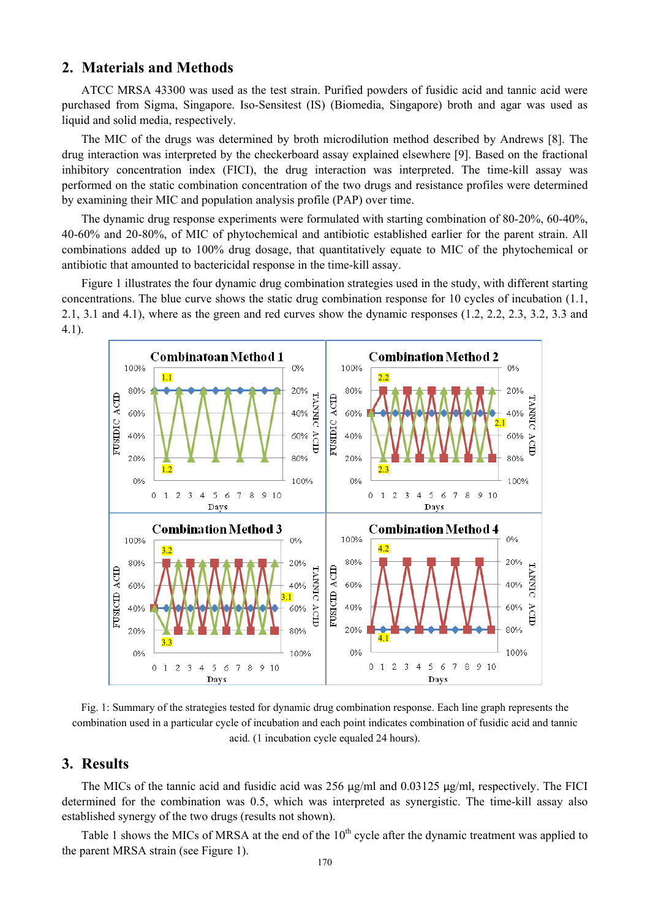## 2. Materials and Methods

ATCC MRSA 43300 was used as the test strain. Purified powders of fusidic acid and tannic acid were purchased from Sigma, Singapore. Iso-Sensitest (IS) (Biomedia, Singapore) broth and agar was used as liquid and solid media, respectively.

The MIC of the drugs was determined by broth microdilution method described by Andrews [8]. The drug interaction was interpreted by the checkerboard assay explained elsewhere [9]. Based on the fractional inhibitory concentration index (FICI), the drug interaction was interpreted. The time-kill assay was performed on the static combination concentration of the two drugs and resistance profiles were determined by examining their MIC and population analysis profile (PAP) over time.

The dynamic drug response experiments were formulated with starting combination of 80-20%, 60-40%, 40-60% and 20-80%, of MIC of phytochemical and antibiotic established earlier for the parent strain. All combinations added up to 100% drug dosage, that quantitatively equate to MIC of the phytochemical or antibiotic that amounted to bactericidal response in the time-kill assay.

Figure 1 illustrates the four dynamic drug combination strategies used in the study, with different starting concentrations. The blue curve shows the static drug combination response for 10 cycles of incubation (1.1, 2.1, 3.1 and 4.1), where as the green and red curves show the dynamic responses (1.2, 2.2, 2.3, 3.2, 3.3 and 4.1).

Fig. 1: Summary of the strategies tested for dynamic drug combination response. Each line graph represents the combination used in a particular cycle of incubation and each point indicates combination of fusidic acid and tannic acid. (1 incubation cycle equaled 24 hours).

## 3. Results

The MICs of the tannic acid and fusidic acid was 256 µg/ml and 0.03125 µg/ml, respectively. The FICI determined for the combination was 0.5, which was interpreted as synergistic. The time-kill assay also established synergy of the two drugs (results not shown).

Table 1 shows the MICs of MRSA at the end of the 10$^{th}$ cycle after the dynamic treatment was applied to the parent MRSA strain (see Figure 1).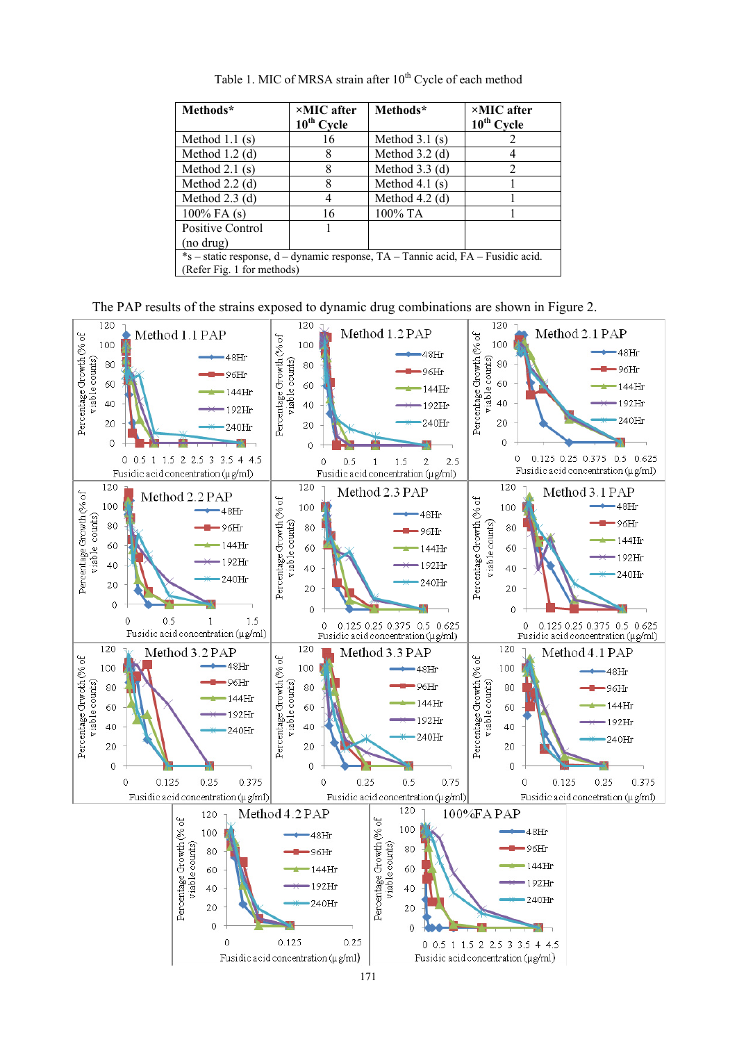Table 1. MIC of MRSA strain after 10[th] Cycle of each method

| Methods* | ×MIC after 10[th] Cycle | Methods* | ×MIC after 10[th] Cycle |
|---|---|---|---|
| Method 1.1 (s) | 16 | Method 3.1 (s) | 2 |
| Method 1.2 (d) | 8 | Method 3.2 (d) | 4 |
| Method 2.1 (s) | 8 | Method 3.3 (d) | 2 |
| Method 2.2 (d) | 8 | Method 4.1 (s) | 1 |
| Method 2.3 (d) | 4 | Method 4.2 (d) | 1 |
| 100% FA (s) | 16 | 100% TA | 1 |
| Positive Control (no drug) | 1 | | |

*s – static response, d – dynamic response, TA – Tannic acid, FA – Fusidic acid. (Refer Fig. 1 for methods)

The PAP results of the strains exposed to dynamic drug combinations are shown in Figure 2.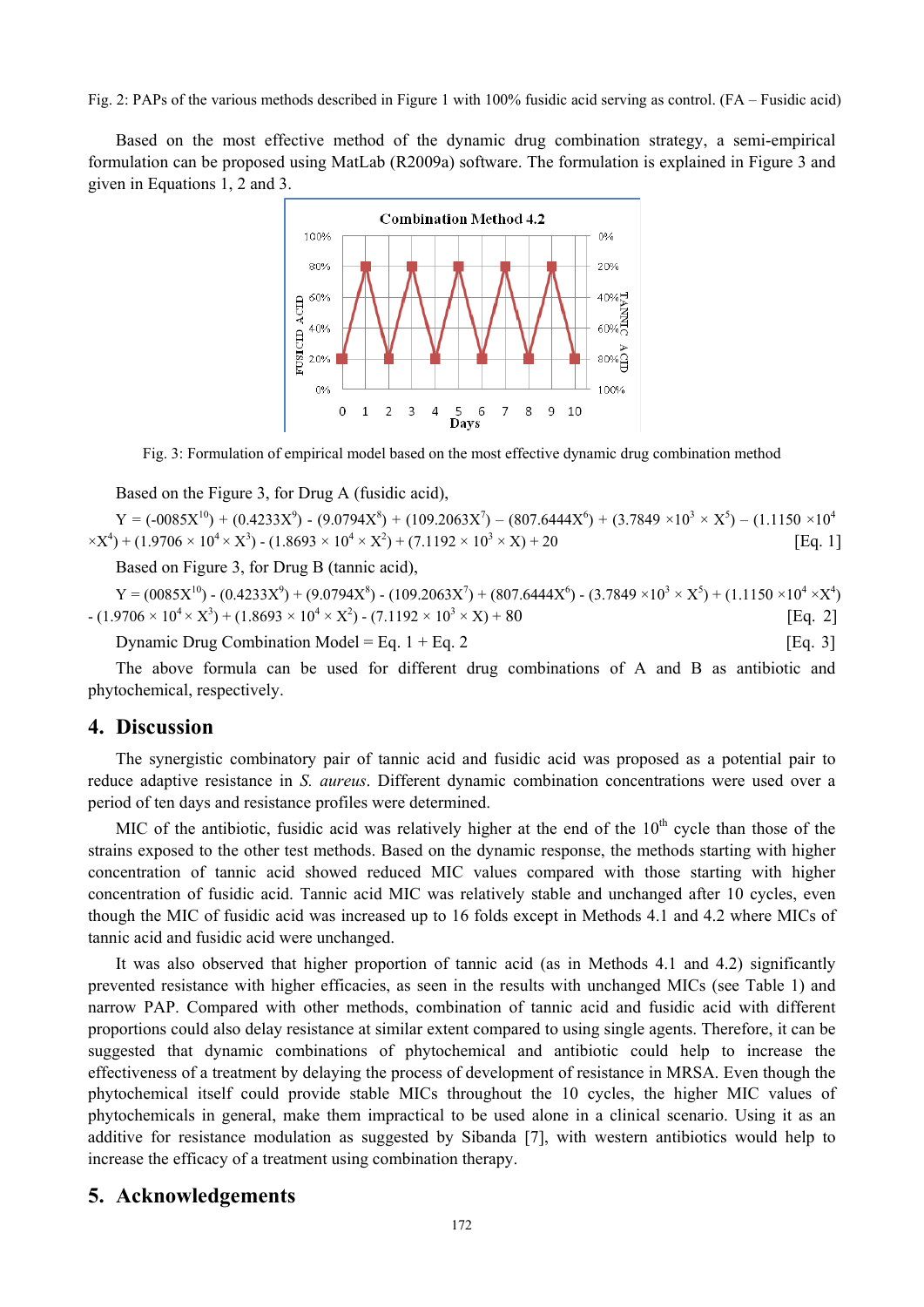Fig. 2: PAPs of the various methods described in Figure 1 with 100% fusidic acid serving as control. (FA – Fusidic acid)

Based on the most effective method of the dynamic drug combination strategy, a semi-empirical formulation can be proposed using MatLab (R2009a) software. The formulation is explained in Figure 3 and given in Equations 1, 2 and 3.

Fig. 3: Formulation of empirical model based on the most effective dynamic drug combination method

Based on the Figure 3, for Drug A (fusidic acid),

$$Y = (-0085X^{10}) + (0.4233X^{9}) - (9.0794X^{8}) + (109.2063X^{7}) - (807.6444X^{6}) + (3.7849 \times 10^{3} \times X^{5}) - (1.1150 \times 10^{4} \times X^{4}) + (1.9706 \times 10^{4} \times X^{3}) - (1.8693 \times 10^{4} \times X^{2}) + (7.1192 \times 10^{3} \times X) + 20 \quad \text{[Eq. 1]}$$

Based on Figure 3, for Drug B (tannic acid),

$$Y = (0085X^{10}) - (0.4233X^{9}) + (9.0794X^{8}) - (109.2063X^{7}) + (807.6444X^{6}) - (3.7849 \times 10^{3} \times X^{5}) + (1.1150 \times 10^{4} \times X^{4}) - (1.9706 \times 10^{4} \times X^{3}) + (1.8693 \times 10^{4} \times X^{2}) - (7.1192 \times 10^{3} \times X) + 80 \quad \text{[Eq. 2]}$$

Dynamic Drug Combination Model = Eq. 1 + Eq. 2 [Eq. 3]

The above formula can be used for different drug combinations of A and B as antibiotic and phytochemical, respectively.

## 4. Discussion

The synergistic combinatory pair of tannic acid and fusidic acid was proposed as a potential pair to reduce adaptive resistance in *S. aureus*. Different dynamic combination concentrations were used over a period of ten days and resistance profiles were determined.

MIC of the antibiotic, fusidic acid was relatively higher at the end of the 10th cycle than those of the strains exposed to the other test methods. Based on the dynamic response, the methods starting with higher concentration of tannic acid showed reduced MIC values compared with those starting with higher concentration of fusidic acid. Tannic acid MIC was relatively stable and unchanged after 10 cycles, even though the MIC of fusidic acid was increased up to 16 folds except in Methods 4.1 and 4.2 where MICs of tannic acid and fusidic acid were unchanged.

It was also observed that higher proportion of tannic acid (as in Methods 4.1 and 4.2) significantly prevented resistance with higher efficacies, as seen in the results with unchanged MICs (see Table 1) and narrow PAP. Compared with other methods, combination of tannic acid and fusidic acid with different proportions could also delay resistance at similar extent compared to using single agents. Therefore, it can be suggested that dynamic combinations of phytochemical and antibiotic could help to increase the effectiveness of a treatment by delaying the process of development of resistance in MRSA. Even though the phytochemical itself could provide stable MICs throughout the 10 cycles, the higher MIC values of phytochemicals in general, make them impractical to be used alone in a clinical scenario. Using it as an additive for resistance modulation as suggested by Sibanda [7], with western antibiotics would help to increase the efficacy of a treatment using combination therapy.

## 5. Acknowledgements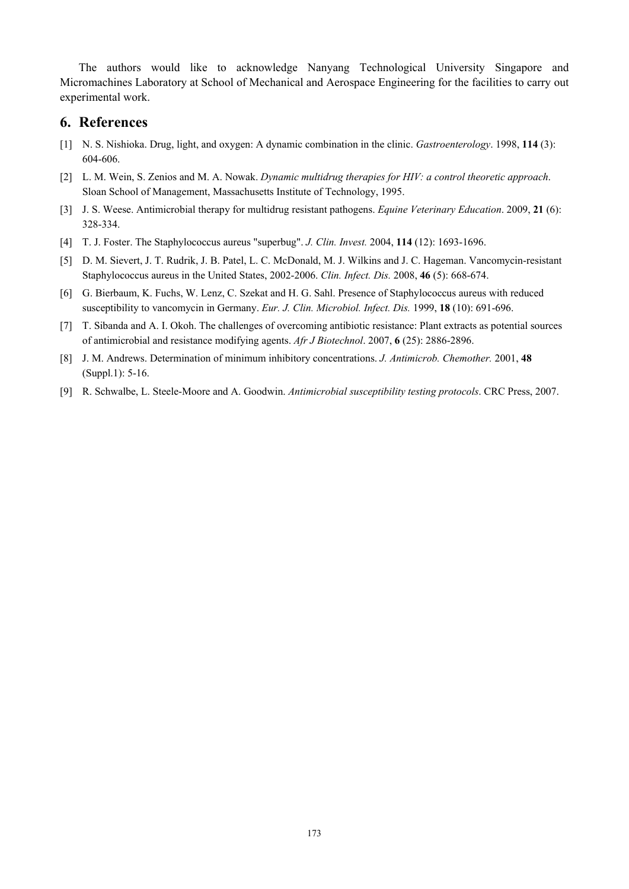The authors would like to acknowledge Nanyang Technological University Singapore and Micromachines Laboratory at School of Mechanical and Aerospace Engineering for the facilities to carry out experimental work.

## 6. References

[1] N. S. Nishioka. Drug, light, and oxygen: A dynamic combination in the clinic. *Gastroenterology*. 1998, **114** (3): 604-606.

[2] L. M. Wein, S. Zenios and M. A. Nowak. *Dynamic multidrug therapies for HIV: a control theoretic approach*. Sloan School of Management, Massachusetts Institute of Technology, 1995.

[3] J. S. Weese. Antimicrobial therapy for multidrug resistant pathogens. *Equine Veterinary Education*. 2009, **21** (6): 328-334.

[4] T. J. Foster. The Staphylococcus aureus "superbug". *J. Clin. Invest.* 2004, **114** (12): 1693-1696.

[5] D. M. Sievert, J. T. Rudrik, J. B. Patel, L. C. McDonald, M. J. Wilkins and J. C. Hageman. Vancomycin-resistant Staphylococcus aureus in the United States, 2002-2006. *Clin. Infect. Dis.* 2008, **46** (5): 668-674.

[6] G. Bierbaum, K. Fuchs, W. Lenz, C. Szekat and H. G. Sahl. Presence of Staphylococcus aureus with reduced susceptibility to vancomycin in Germany. *Eur. J. Clin. Microbiol. Infect. Dis.* 1999, **18** (10): 691-696.

[7] T. Sibanda and A. I. Okoh. The challenges of overcoming antibiotic resistance: Plant extracts as potential sources of antimicrobial and resistance modifying agents. *Afr J Biotechnol*. 2007, **6** (25): 2886-2896.

[8] J. M. Andrews. Determination of minimum inhibitory concentrations. *J. Antimicrob. Chemother.* 2001, **48** (Suppl.1): 5-16.

[9] R. Schwalbe, L. Steele-Moore and A. Goodwin. *Antimicrobial susceptibility testing protocols*. CRC Press, 2007.